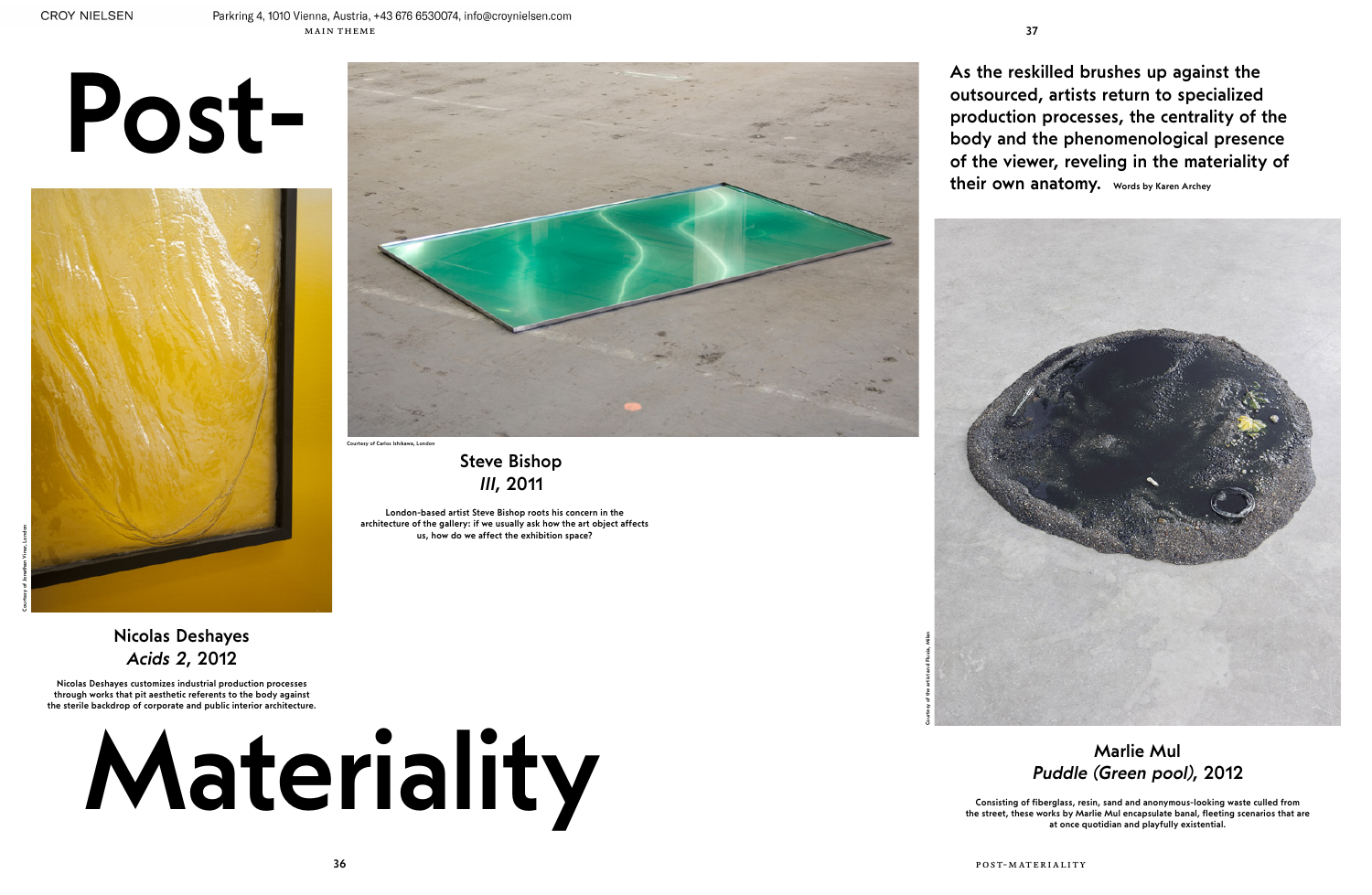CROY NIELSEN Parkring 4, 1010 Vienna, Austria, +43 676 6530074, info@croynielsen.com

# Post-Materiality

As the reskilled brushes up against the outsourced, artists return to specialized production processes, the centrality of the body and the phenomenological presence of the viewer, reveling in the materiality of their own anatomy. Words by Karen Archey

Courtesy of Jonathan Viner, London

## Nicolas Deshayes
*Acids 2*, 2012

Nicolas Deshayes customizes industrial production processes through works that pit aesthetic referents to the body against the sterile backdrop of corporate and public interior architecture.

Courtesy of Carlos Ishikawa, London

## Steve Bishop
*III*, 2011

London-based artist Steve Bishop roots his concern in the architecture of the gallery: if we usually ask how the art object affects us, how do we affect the exhibition space?

Courtesy of the artist and Fluxia, Milan

## Marlie Mul
*Puddle (Green pool)*, 2012

Consisting of fiberglass, resin, sand and anonymous-looking waste culled from the street, these works by Marlie Mul encapsulate banal, fleeting scenarios that are at once quotidian and playfully existential.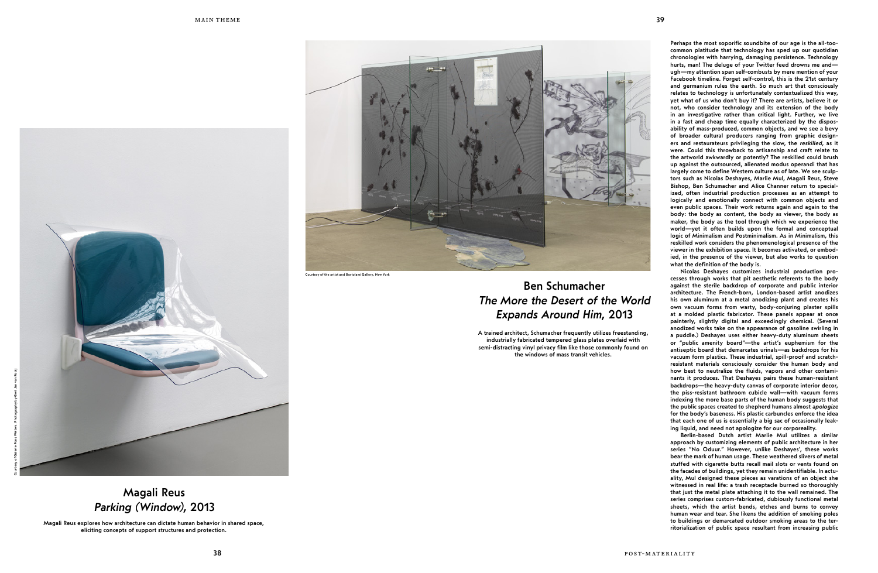Courtesy of Galerie Fons Welters. Photography by Gert Jan van Rooij

## Magali Reus
## *Parking (Window)*, 2013

Magali Reus explores how architecture can dictate human behavior in shared space, eliciting concepts of support structures and protection.

Courtesy of the artist and Bortolami Gallery, New York

## Ben Schumacher
## *The More the Desert of the World Expands Around Him*, 2013

A trained architect, Schumacher frequently utilizes freestanding, industrially fabricated tempered glass plates overlaid with semi-distracting vinyl privacy film like those commonly found on the windows of mass transit vehicles.

Perhaps the most soporific soundbite of our age is the all-too-common platitude that technology has sped up our quotidian chronologies with harrying, damaging persistence. Technology hurts, man! The deluge of your Twitter feed drowns me and—ugh—my attention span self-combusts by mere mention of your Facebook timeline. Forget self-control, this is the 21st century and germanium rules the earth. So much art that consciously relates to technology is unfortunately contextualized this way, yet what of us who don't buy it? There are artists, believe it or not, who consider technology and its extension of the body in an investigative rather than critical light. Further, we live in a fast and cheap time equally characterized by the disposability of mass-produced, common objects, and we see a bevy of broader cultural producers ranging from graphic designers and restaurateurs privileging the slow, the *reskilled*, as it were. Could this throwback to artisanship and craft relate to the artworld awkwardly or potently? The reskilled could brush up against the outsourced, alienated modus operandi that has largely come to define Western culture as of late. We see sculptors such as Nicolas Deshayes, Marlie Mul, Magali Reus, Steve Bishop, Ben Schumacher and Alice Channer return to specialized, often industrial production processes as an attempt to logically and emotionally connect with common objects and even public spaces. Their work returns again and again to the body: the body as content, the body as viewer, the body as maker, the body as the tool through which we experience the world—yet it often builds upon the formal and conceptual logic of Minimalism and Postminimalism. As in Minimalism, this reskilled work considers the phenomenological presence of the viewer in the exhibition space. It becomes activated, or embodied, in the presence of the viewer, but also works to question what the definition of the body is.

Nicolas Deshayes customizes industrial production processes through works that pit aesthetic referents to the body against the sterile backdrop of corporate and public interior architecture. The French-born, London-based artist anodizes his own aluminum at a metal anodizing plant and creates his own vacuum forms from warty, body-conjuring plaster spills at a molded plastic fabricator. These panels appear at once painterly, slightly digital and exceedingly chemical. (Several anodized works take on the appearance of gasoline swirling in a puddle.) Deshayes uses either heavy-duty aluminum sheets or "public amenity board"—the artist's euphemism for the antiseptic board that demarcates urinals—as backdrops for his vacuum form plastics. These industrial, spill-proof and scratch-resistant materials consciously consider the human body and how best to neutralize the fluids, vapors and other contaminants it produces. That Deshayes pairs these human-resistant backdrops—the heavy-duty canvas of corporate interior decor, the piss-resistant bathroom cubicle wall—with vacuum forms indexing the more base parts of the human body suggests that the public spaces created to shepherd humans almost *apologize* for the body's baseness. His plastic carbuncles enforce the idea that each one of us is essentially a big sac of occasionally leaking liquid, and need not apologize for our corporeality.

Berlin-based Dutch artist Marlie Mul utilizes a similar approach by customizing elements of public architecture in her series "No Oduur." However, unlike Deshayes', these works bear the mark of human usage. These weathered slivers of metal stuffed with cigarette butts recall mail slots or vents found on the facades of buildings, yet they remain unidentifiable. In actuality, Mul designed these pieces as variations of an object she witnessed in real life: a trash receptacle burned so thoroughly that just the metal plate attaching it to the wall remained. The series comprises custom-fabricated, dubiously functional metal sheets, which the artist bends, etches and burns to convey human wear and tear. She likens the addition of smoking poles to buildings or demarcated outdoor smoking areas to the territorialization of public space resultant from increasing public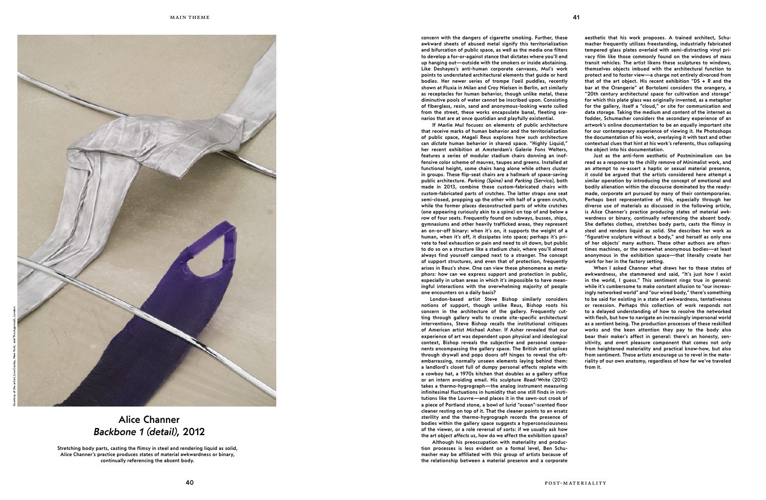Courtesy of the artist; Lisa Cooley, New York; and The Approach, London

## Alice Channer
### *Backbone 1 (detail),* 2012

**Stretching body parts, casting the flimsy in steel and rendering liquid as solid, Alice Channer's practice produces states of material awkwardness or binary, continually referencing the absent body.**

concern with the dangers of cigarette smoking. Further, these awkward sheets of abused metal signify this territorialization and bifurcation of public space, as well as the media one filters to develop a for-or-against stance that dictates where you'll end up hanging out—outside with the smokers or inside abstaining. Like Deshayes's anti-human corporate canvases, Mul's work points to understated architectural elements that guide or herd bodies. Her newer series of trompe l'oeil puddles, recently shown at Fluxia in Milan and Croy Nielsen in Berlin, act similarly as receptacles for human behavior, though unlike metal, these diminutive pools of water cannot be inscribed upon. Consisting of fiberglass, resin, sand and anonymous-looking waste culled from the street, these works encapsulate banal, fleeting scenarios that are at once quotidian and playfully existential.

If Marlie Mul focuses on elements of public architecture that receive marks of human behavior and the territorialization of public space, Magali Reus explores how such architecture can *dictate* human behavior in shared space. "Highly Liquid," her recent exhibition at Amsterdam's Galerie Fons Welters, features a series of modular stadium chairs donning an inoffensive color scheme of mauves, taupes and greens. Installed at functional height, some chairs hang alone while others cluster in groups. These flip-seat chairs are a hallmark of space-saving public architecture. *Parking (Spine)* and *Parking (Service)*, both made in 2013, combine these custom-fabricated chairs with custom-fabricated parts of crutches. The latter straps one seat semi-closed, propping up the other with half of a green crutch, while the former places deconstructed parts of white crutches (one appearing curiously akin to a spine) on top of and below a row of four seats. Frequently found on subways, busses, ships, gymnasiums and other heavily trafficked areas, they represent an on-or-off binary: when it's on, it supports the weight of a human, when it's off, it dissipates into space; perhaps it's private to feel exhaustion or pain and need to sit down, but public to do so on a structure like a stadium chair, where you'll almost always find yourself camped next to a stranger. The concept of support structures, and even that of protection, frequently arises in Reus's show. One can view these phenomena as metaphors: how can we express support and protection in public, especially in urban areas in which it's impossible to have meaningful interactions with the overwhelming majority of people one encounters on a daily basis?

London-based artist Steve Bishop similarly considers notions of support, though unlike Reus, Bishop roots his concern in the architecture of the gallery. Frequently cutting through gallery walls to create site-specific architectural interventions, Steve Bishop recalls the institutional critiques of American artist Michael Asher. If Asher revealed that our experience of art was dependent upon physical and ideological context, Bishop reveals the subjective and personal components encompassing the gallery space. The British artist splices through drywall and pops doors off hinges to reveal the oft-embarrassing, normally unseen elements laying behind them: a landlord's closet full of dumpy personal effects replete with a cowboy hat, a 1970s kitchen that doubles as a gallery office or an intern avoiding email. His sculpture *Read/Write* (2012) takes a thermo-hygrograph—the analog instrument measuring infinitesimal fluctuations in humidity that one still finds in institutions like the Louvre—and places it in the sawn-out crook of a piece of Portland stone, a bowl of lurid "ocean"-scented floor cleaner resting on top of it. That the cleaner points to an ersatz sterility and the thermo-hygrograph records the presence of bodies within the gallery space suggests a hyperconsciousness of the viewer, or a role reversal of sorts: if we usually ask how the art object *affects* us, how do we affect the exhibition space?

Although his preoccupation with materiality and production processes is less evident on a formal level, Ben Schumacher may be affiliated with this group of artists because of the relationship between a material presence and a corporate aesthetic that his work proposes. A trained architect, Schumacher frequently utilizes freestanding, industrially fabricated tempered glass plates overlaid with semi-distracting vinyl privacy film like those commonly found on the windows of mass transit vehicles. The artist likens these sculptures to windows, themselves objects imbued with the architectural function to protect and to foster view—a charge not entirely divorced from that of the art object. His recent exhibition "DS + R and the bar at the Orangerie" at Bortolami considers the orangery, a "20th century architectural space for cultivation and storage" for which this plate glass was originally invented, as a metaphor for the gallery, itself a "cloud," or site for communication and data storage. Taking the medium and content of the internet as fodder, Schumacher considers the secondary experience of an artwork's online documentation to be an equally important site for our contemporary experience of viewing it. He Photoshops the documentation of his work, overlaying it with text and other contextual clues that hint at his work's referents, thus collapsing the object into his documentation.

Just as the anti-form aesthetic of Postminimalism can be read as a response to the chilly remove of Minimalist work, and an attempt to re-assert a haptic or sexual material presence, it could be argued that the artists considered here attempt a similar operation by introducing the concept of emotional and bodily alienation within the discourse dominated by the ready-made, corporate art pursued by many of their contemporaries. Perhaps best representative of this, especially through her diverse use of materials as discussed in the following article, is Alice Channer's practice producing states of material awkwardness or binary, continually referencing the absent body. She deflates clothes, stretches body parts, casts the flimsy in steel and renders liquid as solid. She describes her work as "figurative sculpture without a body," and herself as only one of her objects' many authors. These other authors are oftentimes machines, or the somewhat anonymous bodies—at least anonymous in the exhibition space—that literally create her work for her in the factory setting.

When I asked Channer what draws her to these states of awkwardness, she stammered and said, "It's just how I exist in the world, I guess." This sentiment rings true in general: while it's cumbersome to make constant allusion to "our increasingly networked world" and "our wired body," there's something to be said for existing in a state of awkwardness, tentativeness or recession. Perhaps this collection of work responds not to a delayed understanding of how to resolve the networked with flesh, but how to navigate an increasingly impersonal world as a sentient being. The production processes of these reskilled works and the keen attention they pay to the body also bear their maker's affect in general: there's an honesty, sensitivity, and overt pleasure component that comes not only from heightened materiality and practical know-how, but also from sentiment. These artists encourage us to revel in the materiality of our own anatomy, regardless of how far we've traveled from it.